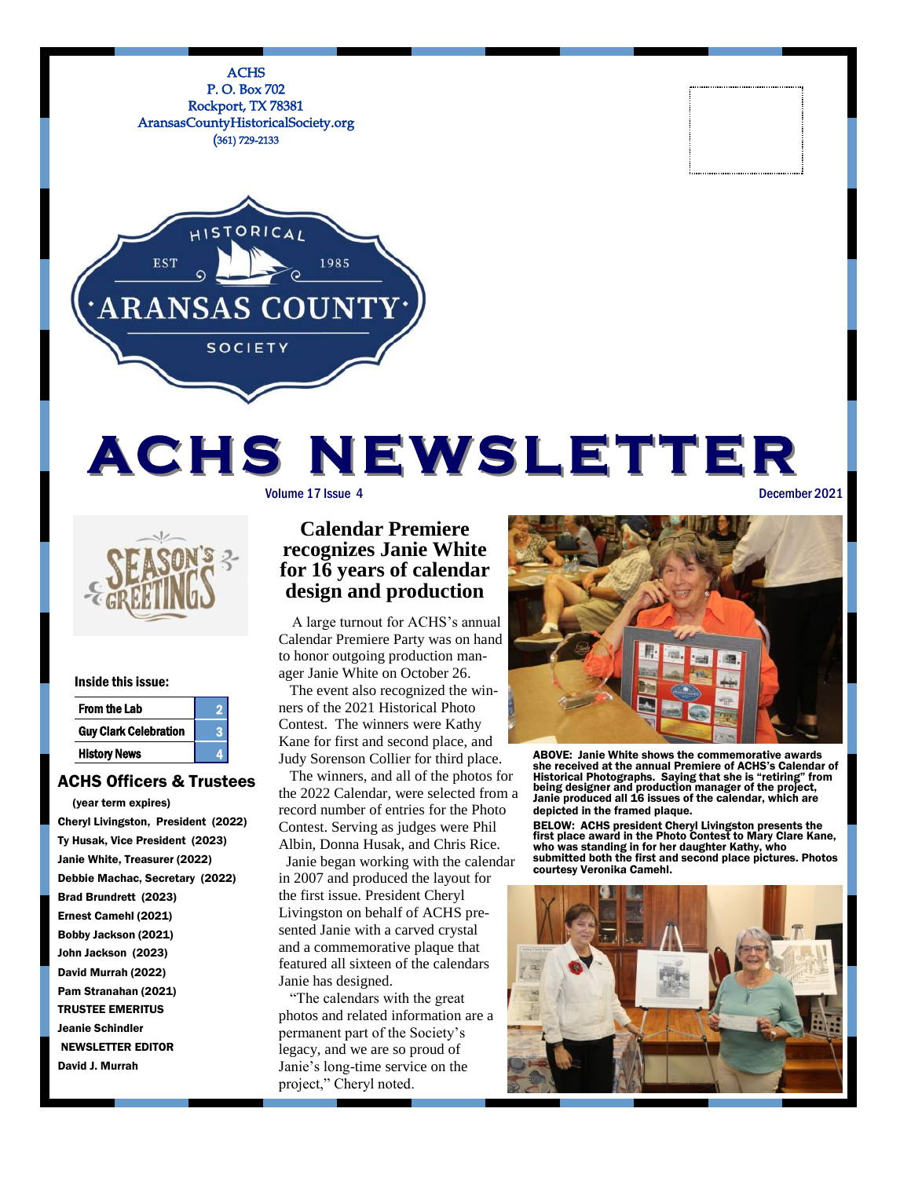ACHS
P. O. Box 702
Rockport, TX 78381
AransasCountyHistoricalSociety.org
(361) 729-2133

HISTORICAL
EST 1985
ARANSAS COUNTY
SOCIETY

# ACHS NEWSLETTER

Volume 17 Issue 4 — December 2021

SEASON'S GREETINGS

**Inside this issue:**

| | |
|---|---|
| From the Lab | 2 |
| Guy Clark Celebration | 3 |
| History News | 4 |

## ACHS Officers & Trustees

(year term expires)

Cheryl Livingston, President (2022)
Ty Husak, Vice President (2023)
Janie White, Treasurer (2022)
Debbie Machac, Secretary (2022)
Brad Brundrett (2023)
Ernest Camehl (2021)
Bobby Jackson (2021)
John Jackson (2023)
David Murrah (2022)
Pam Stranahan (2021)

TRUSTEE EMERITUS
Jeanie Schindler

NEWSLETTER EDITOR
David J. Murrah

## Calendar Premiere recognizes Janie White for 16 years of calendar design and production

A large turnout for ACHS's annual Calendar Premiere Party was on hand to honor outgoing production manager Janie White on October 26.

The event also recognized the winners of the 2021 Historical Photo Contest. The winners were Kathy Kane for first and second place, and Judy Sorenson Collier for third place.

The winners, and all of the photos for the 2022 Calendar, were selected from a record number of entries for the Photo Contest. Serving as judges were Phil Albin, Donna Husak, and Chris Rice.

Janie began working with the calendar in 2007 and produced the layout for the first issue. President Cheryl Livingston on behalf of ACHS presented Janie with a carved crystal and a commemorative plaque that featured all sixteen of the calendars Janie has designed.

"The calendars with the great photos and related information are a permanent part of the Society's legacy, and we are so proud of Janie's long-time service on the project," Cheryl noted.

**ABOVE: Janie White shows the commemorative awards she received at the annual Premiere of ACHS's Calendar of Historical Photographs. Saying that she is "retiring" from being designer and production manager of the project, Janie produced all 16 issues of the calendar, which are depicted in the framed plaque.**

**BELOW: ACHS president Cheryl Livingston presents the first place award in the Photo Contest to Mary Clare Kane, who was standing in for her daughter Kathy, who submitted both the first and second place pictures. Photos courtesy Veronika Camehl.**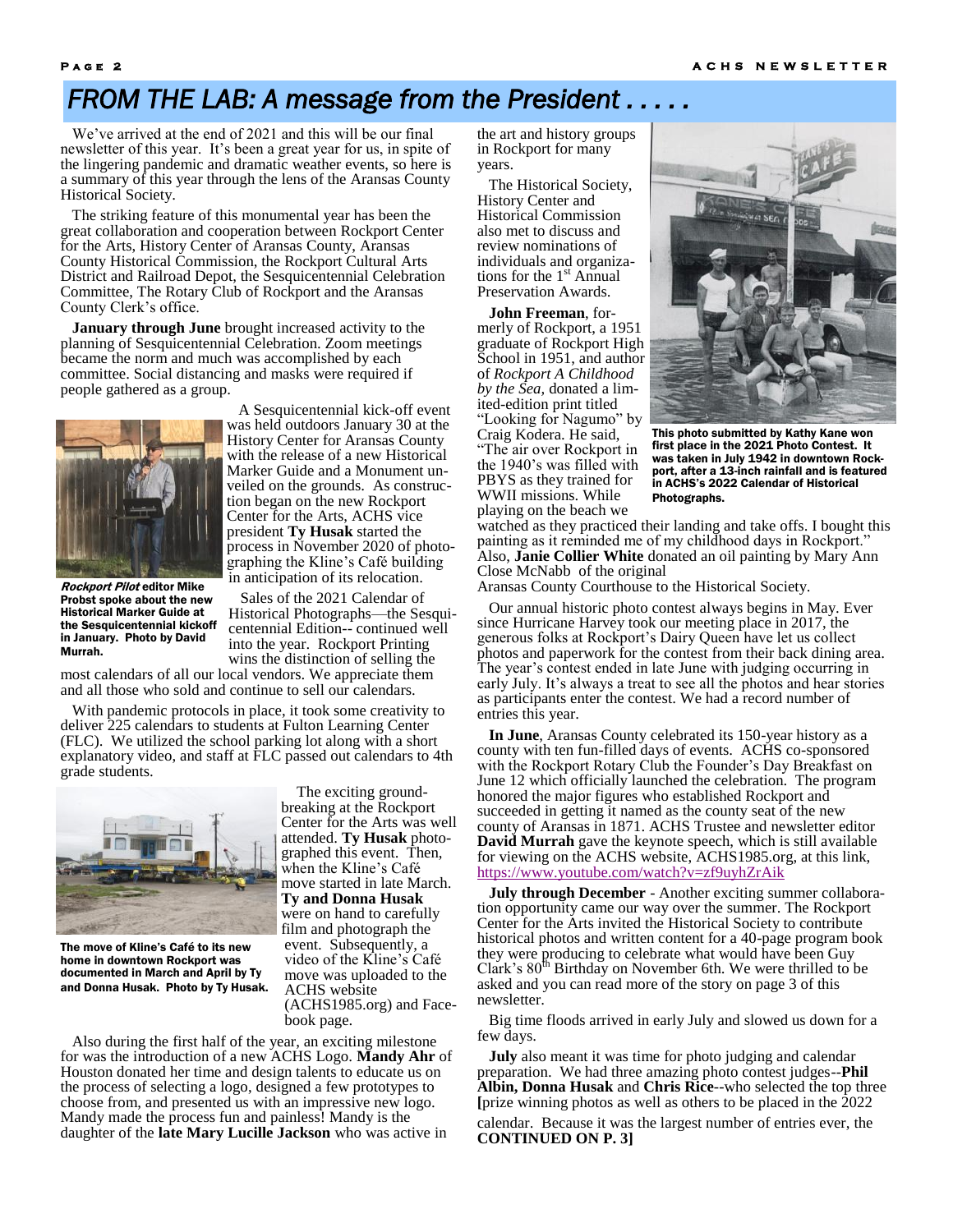# FROM THE LAB: A message from the President . . . . .

We've arrived at the end of 2021 and this will be our final newsletter of this year. It's been a great year for us, in spite of the lingering pandemic and dramatic weather events, so here is a summary of this year through the lens of the Aransas County Historical Society.

The striking feature of this monumental year has been the great collaboration and cooperation between Rockport Center for the Arts, History Center of Aransas County, Aransas County Historical Commission, the Rockport Cultural Arts District and Railroad Depot, the Sesquicentennial Celebration Committee, The Rotary Club of Rockport and the Aransas County Clerk's office.

**January through June** brought increased activity to the planning of Sesquicentennial Celebration. Zoom meetings became the norm and much was accomplished by each committee. Social distancing and masks were required if people gathered as a group.

***Rockport Pilot*** **editor Mike Probst spoke about the new Historical Marker Guide at the Sesquicentennial kickoff in January. Photo by David Murrah.**

A Sesquicentennial kick-off event was held outdoors January 30 at the History Center for Aransas County with the release of a new Historical Marker Guide and a Monument unveiled on the grounds. As construction began on the new Rockport Center for the Arts, ACHS vice president **Ty Husak** started the process in November 2020 of photographing the Kline's Café building in anticipation of its relocation.

Sales of the 2021 Calendar of Historical Photographs—the Sesquicentennial Edition-- continued well into the year. Rockport Printing wins the distinction of selling the most calendars of all our local vendors. We appreciate them and all those who sold and continue to sell our calendars.

With pandemic protocols in place, it took some creativity to deliver 225 calendars to students at Fulton Learning Center (FLC). We utilized the school parking lot along with a short explanatory video, and staff at FLC passed out calendars to 4th grade students.

**The move of Kline's Café to its new home in downtown Rockport was documented in March and April by Ty and Donna Husak. Photo by Ty Husak.**

The exciting groundbreaking at the Rockport Center for the Arts was well attended. **Ty Husak** photographed this event. Then, when the Kline's Café move started in late March. **Ty and Donna Husak** were on hand to carefully film and photograph the event. Subsequently, a video of the Kline's Café move was uploaded to the ACHS website (ACHS1985.org) and Facebook page.

Also during the first half of the year, an exciting milestone for was the introduction of a new ACHS Logo. **Mandy Ahr** of Houston donated her time and design talents to educate us on the process of selecting a logo, designed a few prototypes to choose from, and presented us with an impressive new logo. Mandy made the process fun and painless! Mandy is the daughter of the **late Mary Lucille Jackson** who was active in the art and history groups in Rockport for many years.

The Historical Society, History Center and Historical Commission also met to discuss and review nominations of individuals and organizations for the 1st Annual Preservation Awards.

**This photo submitted by Kathy Kane won first place in the 2021 Photo Contest. It was taken in July 1942 in downtown Rockport, after a 13-inch rainfall and is featured in ACHS's 2022 Calendar of Historical Photographs.**

**John Freeman**, formerly of Rockport, a 1951 graduate of Rockport High School in 1951, and author of *Rockport A Childhood by the Sea*, donated a limited-edition print titled "Looking for Nagumo" by Craig Kodera. He said, "The air over Rockport in the 1940's was filled with PBYS as they trained for WWII missions. While playing on the beach we watched as they practiced their landing and take offs. I bought this painting as it reminded me of my childhood days in Rockport." Also, **Janie Collier White** donated an oil painting by Mary Ann Close McNabb of the original Aransas County Courthouse to the Historical Society.

Our annual historic photo contest always begins in May. Ever since Hurricane Harvey took our meeting place in 2017, the generous folks at Rockport's Dairy Queen have let us collect photos and paperwork for the contest from their back dining area. The year's contest ended in late June with judging occurring in early July. It's always a treat to see all the photos and hear stories as participants enter the contest. We had a record number of entries this year.

**In June**, Aransas County celebrated its 150-year history as a county with ten fun-filled days of events. ACHS co-sponsored with the Rockport Rotary Club the Founder's Day Breakfast on June 12 which officially launched the celebration. The program honored the major figures who established Rockport and succeeded in getting it named as the county seat of the new county of Aransas in 1871. ACHS Trustee and newsletter editor **David Murrah** gave the keynote speech, which is still available for viewing on the ACHS website, ACHS1985.org, at this link, https://www.youtube.com/watch?v=zf9uyhZrAik

**July through December** - Another exciting summer collaboration opportunity came our way over the summer. The Rockport Center for the Arts invited the Historical Society to contribute historical photos and written content for a 40-page program book they were producing to celebrate what would have been Guy Clark's 80th Birthday on November 6th. We were thrilled to be asked and you can read more of the story on page 3 of this newsletter.

Big time floods arrived in early July and slowed us down for a few days.

**July** also meant it was time for photo judging and calendar preparation. We had three amazing photo contest judges--**Phil Albin, Donna Husak** and **Chris Rice**--who selected the top three **[**prize winning photos as well as others to be placed in the 2022 calendar. Because it was the largest number of entries ever, the **CONTINUED ON P. 3]**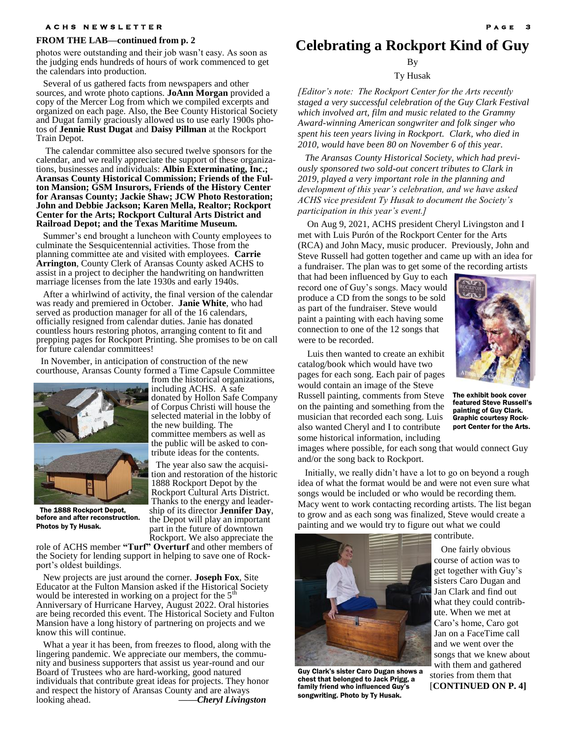**FROM THE LAB—continued from p. 2**

photos were outstanding and their job wasn't easy. As soon as the judging ends hundreds of hours of work commenced to get the calendars into production.

Several of us gathered facts from newspapers and other sources, and wrote photo captions. **JoAnn Morgan** provided a copy of the Mercer Log from which we compiled excerpts and organized on each page. Also, the Bee County Historical Society and Dugat family graciously allowed us to use early 1900s photos of **Jennie Rust Dugat** and **Daisy Pillman** at the Rockport Train Depot.

The calendar committee also secured twelve sponsors for the calendar, and we really appreciate the support of these organizations, businesses and individuals: **Albin Exterminating, Inc.; Aransas County Historical Commission; Friends of the Fulton Mansion; GSM Insurors, Friends of the History Center for Aransas County; Jackie Shaw; JCW Photo Restoration; John and Debbie Jackson; Karen Mella, Realtor; Rockport Center for the Arts; Rockport Cultural Arts District and Railroad Depot; and the Texas Maritime Museum.**

Summer's end brought a luncheon with County employees to culminate the Sesquicentennial activities. Those from the planning committee ate and visited with employees. **Carrie Arrington**, County Clerk of Aransas County asked ACHS to assist in a project to decipher the handwriting on handwritten marriage licenses from the late 1930s and early 1940s.

After a whirlwind of activity, the final version of the calendar was ready and premiered in October. **Janie White**, who had served as production manager for all of the 16 calendars, officially resigned from calendar duties. Janie has donated countless hours restoring photos, arranging content to fit and prepping pages for Rockport Printing. She promises to be on call for future calendar committees!

In November, in anticipation of construction of the new courthouse, Aransas County formed a Time Capsule Committee from the historical organizations, including ACHS. A safe donated by Hollon Safe Company of Corpus Christi will house the selected material in the lobby of the new building. The committee members as well as the public will be asked to contribute ideas for the contents.

The year also saw the acquisition and restoration of the historic 1888 Rockport Depot by the Rockport Cultural Arts District. Thanks to the energy and leadership of its director **Jennifer Day**, the Depot will play an important part in the future of downtown Rockport. We also appreciate the role of ACHS member **"Turf" Overturf** and other members of the Society for lending support in helping to save one of Rockport's oldest buildings.

The 1888 Rockport Depot, before and after reconstruction. Photos by Ty Husak.

New projects are just around the corner. **Joseph Fox**, Site Educator at the Fulton Mansion asked if the Historical Society would be interested in working on a project for the 5th Anniversary of Hurricane Harvey, August 2022. Oral histories are being recorded this event. The Historical Society and Fulton Mansion have a long history of partnering on projects and we know this will continue.

What a year it has been, from freezes to flood, along with the lingering pandemic. We appreciate our members, the community and business supporters that assist us year-round and our Board of Trustees who are hard-working, good natured individuals that contribute great ideas for projects. They honor and respect the history of Aransas County and are always looking ahead. ——*Cheryl Livingston*

# Celebrating a Rockport Kind of Guy

By

Ty Husak

*[Editor's note: The Rockport Center for the Arts recently staged a very successful celebration of the Guy Clark Festival which involved art, film and music related to the Grammy Award-winning American songwriter and folk singer who spent his teen years living in Rockport. Clark, who died in 2010, would have been 80 on November 6 of this year.*

*The Aransas County Historical Society, which had previously sponsored two sold-out concert tributes to Clark in 2019, played a very important role in the planning and development of this year's celebration, and we have asked ACHS vice president Ty Husak to document the Society's participation in this year's event.]*

On Aug 9, 2021, ACHS president Cheryl Livingston and I met with Luis Purón of the Rockport Center for the Arts (RCA) and John Macy, music producer. Previously, John and Steve Russell had gotten together and came up with an idea for a fundraiser. The plan was to get some of the recording artists that had been influenced by Guy to each record one of Guy's songs. Macy would produce a CD from the songs to be sold as part of the fundraiser. Steve would paint a painting with each having some connection to one of the 12 songs that were to be recorded.

The exhibit book cover featured Steve Russell's painting of Guy Clark. Graphic courtesy Rockport Center for the Arts.

Luis then wanted to create an exhibit catalog/book which would have two pages for each song. Each pair of pages would contain an image of the Steve Russell painting, comments from Steve on the painting and something from the musician that recorded each song. Luis also wanted Cheryl and I to contribute some historical information, including images where possible, for each song that would connect Guy and/or the song back to Rockport.

Initially, we really didn't have a lot to go on beyond a rough idea of what the format would be and were not even sure what songs would be included or who would be recording them. Macy went to work contacting recording artists. The list began to grow and as each song was finalized, Steve would create a painting and we would try to figure out what we could contribute.

One fairly obvious course of action was to get together with Guy's sisters Caro Dugan and Jan Clark and find out what they could contribute. When we met at Caro's home, Caro got Jan on a FaceTime call and we went over the songs that we knew about with them and gathered stories from them that [**CONTINUED ON P. 4]**

Guy Clark's sister Caro Dugan shows a chest that belonged to Jack Prigg, a family friend who influenced Guy's songwriting. Photo by Ty Husak.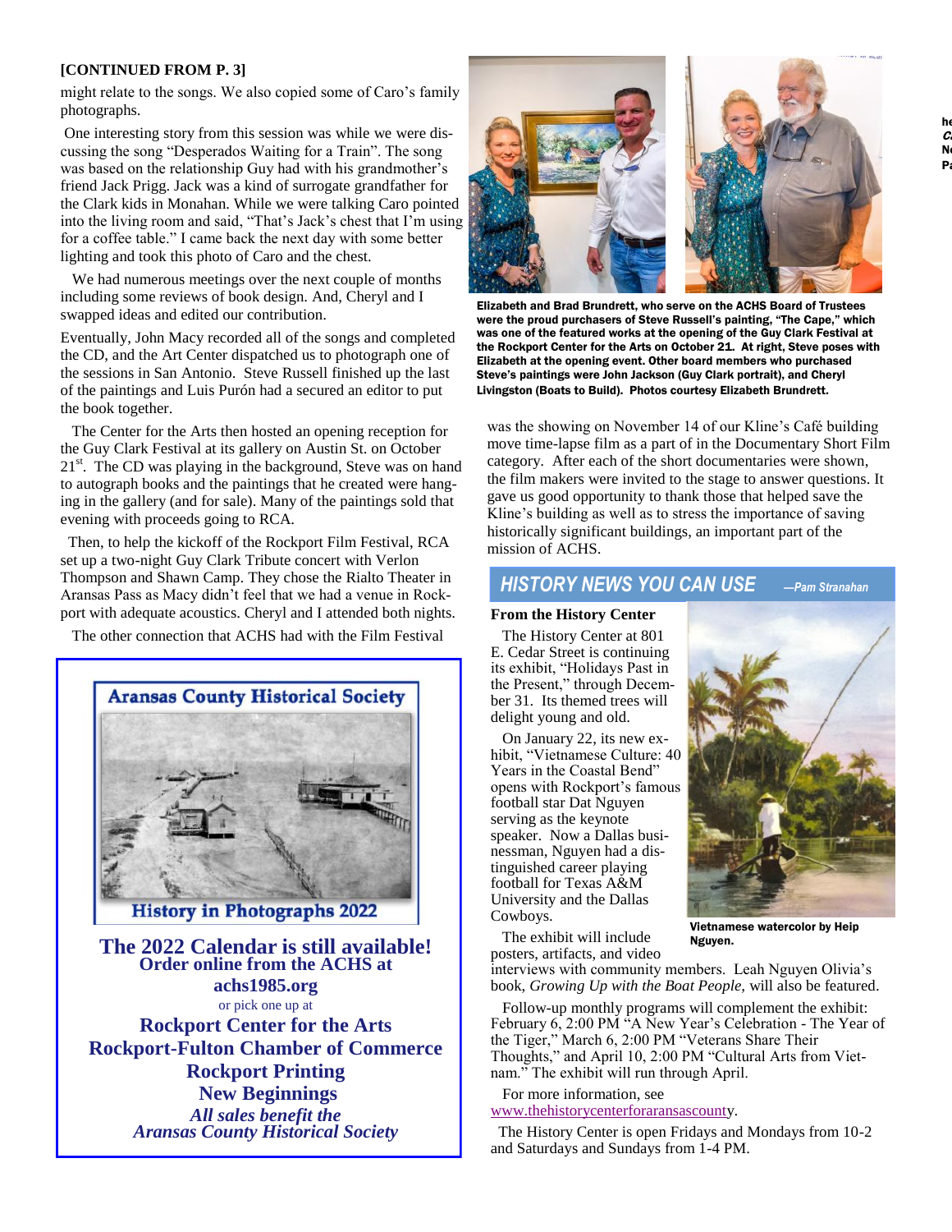**[CONTINUED FROM P. 3]**

might relate to the songs. We also copied some of Caro's family photographs.

One interesting story from this session was while we were discussing the song "Desperados Waiting for a Train". The song was based on the relationship Guy had with his grandmother's friend Jack Prigg. Jack was a kind of surrogate grandfather for the Clark kids in Monahan. While we were talking Caro pointed into the living room and said, "That's Jack's chest that I'm using for a coffee table." I came back the next day with some better lighting and took this photo of Caro and the chest.

We had numerous meetings over the next couple of months including some reviews of book design. And, Cheryl and I swapped ideas and edited our contribution.

Eventually, John Macy recorded all of the songs and completed the CD, and the Art Center dispatched us to photograph one of the sessions in San Antonio. Steve Russell finished up the last of the paintings and Luis Purón had a secured an editor to put the book together.

The Center for the Arts then hosted an opening reception for the Guy Clark Festival at its gallery on Austin St. on October 21st. The CD was playing in the background, Steve was on hand to autograph books and the paintings that he created were hanging in the gallery (and for sale). Many of the paintings sold that evening with proceeds going to RCA.

Then, to help the kickoff of the Rockport Film Festival, RCA set up a two-night Guy Clark Tribute concert with Verlon Thompson and Shawn Camp. They chose the Rialto Theater in Aransas Pass as Macy didn't feel that we had a venue in Rockport with adequate acoustics. Cheryl and I attended both nights.

The other connection that ACHS had with the Film Festival was the showing on November 14 of our Kline's Café building move time-lapse film as a part of in the Documentary Short Film category. After each of the short documentaries were shown, the film makers were invited to the stage to answer questions. It gave us good opportunity to thank those that helped save the Kline's building as well as to stress the importance of saving historically significant buildings, an important part of the mission of ACHS.

**Elizabeth and Brad Brundrett, who serve on the ACHS Board of Trustees were the proud purchasers of Steve Russell's painting, "The Cape," which was one of the featured works at the opening of the Guy Clark Festival at the Rockport Center for the Arts on October 21. At right, Steve poses with Elizabeth at the opening event. Other board members who purchased Steve's paintings were John Jackson (Guy Clark portrait), and Cheryl Livingston (Boats to Build). Photos courtesy Elizabeth Brundrett.**

---

**Aransas County Historical Society**

**History in Photographs 2022**

## The 2022 Calendar is still available!

**Order online from the ACHS at**

**achs1985.org**

or pick one up at

**Rockport Center for the Arts**
**Rockport-Fulton Chamber of Commerce**
**Rockport Printing**
**New Beginnings**

***All sales benefit the***
***Aransas County Historical Society***

---

## *HISTORY NEWS YOU CAN USE* — *Pam Stranahan*

**From the History Center**

The History Center at 801 E. Cedar Street is continuing its exhibit, "Holidays Past in the Present," through December 31. Its themed trees will delight young and old.

On January 22, its new exhibit, "Vietnamese Culture: 40 Years in the Coastal Bend" opens with Rockport's famous football star Dat Nguyen serving as the keynote speaker. Now a Dallas businessman, Nguyen had a distinguished career playing football for Texas A&M University and the Dallas Cowboys.

**Vietnamese watercolor by Heip Nguyen.**

The exhibit will include posters, artifacts, and video interviews with community members. Leah Nguyen Olivia's book, *Growing Up with the Boat People,* will also be featured.

Follow-up monthly programs will complement the exhibit: February 6, 2:00 PM "A New Year's Celebration - The Year of the Tiger," March 6, 2:00 PM "Veterans Share Their Thoughts," and April 10, 2:00 PM "Cultural Arts from Vietnam." The exhibit will run through April.

For more information, see www.thehistorycenterforaransascounty.

The History Center is open Fridays and Mondays from 10-2 and Saturdays and Sundays from 1-4 PM.